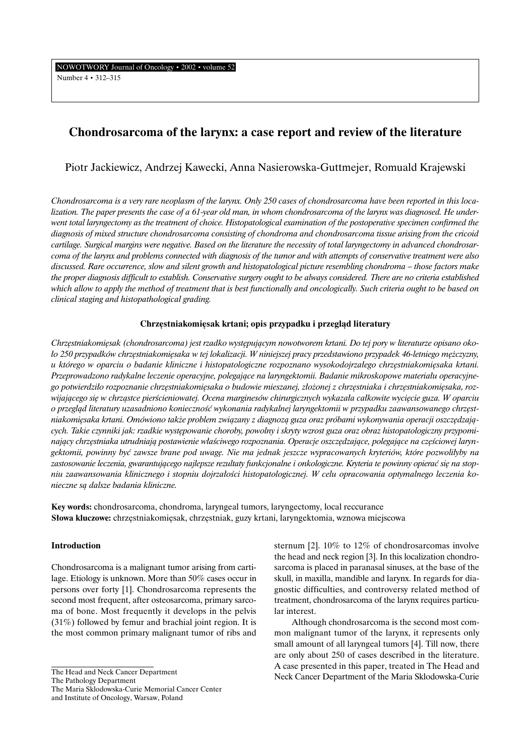# Chondrosarcoma of the larynx: a case report and review of the literature

Piotr Jackiewicz, Andrzej Kawecki, Anna Nasierowska-Guttmejer, Romuald Krajewski

*Chondrosarcoma is a very rare neoplasm of the larynx. Only 250 cases of chondrosarcoma have been reported in this localization. The paper presents the case of a 61-year old man, in whom chondrosarcoma of the larynx was diagnosed. He underwent total laryngectomy as the treatment of choice. Histopatological examination of the postoperative specimen confirmed the diagnosis of mixed structure chondrosarcoma consisting of chondroma and chondrosarcoma tissue arising from the cricoid cartilage. Surgical margins were negative. Based on the literature the necessity of total laryngectomy in advanced chondrosarcoma of the larynx and problems connected with diagnosis of the tumor and with attempts of conservative treatment were also discussed. Rare occurrence, slow and silent growth and histopatological picture resembling chondroma – those factors make the proper diagnosis difficult to establish. Conservative surgery ought to be always considered. There are no criteria established which allow to apply the method of treatment that is best functionally and oncologically. Such criteria ought to be based on clinical staging and histopathological grading.*

### Chrzęstniakomięsak krtani; opis przypadku i przegląd literatury

*Chrzęstniakomięsak (chondrosarcoma) jest rzadko występującym nowotworem krtani. Do tej pory w literaturze opisano około 250 przypadków chrzęstniakomięsaka w tej lokalizacji. W niniejszej pracy przedstawiono przypadek 46-letniego mężczyzny, u którego w oparciu o badanie kliniczne i histopatologiczne rozpoznano wysokodojrzałego chrzęstniakomięsaka krtani. Przeprowadzono radykalne leczenie operacyjne, polegające na laryngektomii. Badanie mikroskopowe materiału operacyjnego potwierdziło rozpoznanie chrzęstniakomięsaka o budowie mieszanej, złożonej z chrzęstniaka i chrzęstniakomięsaka, rozwijającego się w chrząstce pierścieniowatej. Ocena marginesów chirurgicznych wykazała całkowite wycięcie guza. W oparciu o przegląd literatury uzasadniono konieczność wykonania radykalnej laryngektomii w przypadku zaawansowanego chrzęstniakomięsaka krtani. Omówiono także problem związany z diagnozą guza oraz próbami wykonywania operacji oszczędzających. Takie czynniki jak: rzadkie występowanie choroby, powolny i skryty wzrost guza oraz obraz histopatologiczny przypominający chrzęstniaka utrudniają postawienie właściwego rozpoznania. Operacje oszczędzające, polegające na częściowej laryngektomii, powinny być zawsze brane pod uwagę. Nie ma jednak jeszcze wypracowanych kryteriów, które pozwoliłyby na zastosowanie leczenia, gwarantującego najlepsze rezultaty funkcjonalne i onkologiczne. Kryteria te powinny opierać się na stopniu zaawansowania klinicznego i stopniu dojrzałości histopatologicznej. W celu opracowania optymalnego leczenia konieczne są dalsze badania kliniczne.*

**Key words:** chondrosarcoma, chondroma, laryngeal tumors, laryngectomy, local reccurance
**Słowa kluczowe:** chrzęstniakomięsak, chrzęstniak, guzy krtani, laryngektomia, wznowa miejscowa

## Introduction

Chondrosarcoma is a malignant tumor arising from cartilage. Etiology is unknown. More than 50% cases occur in persons over forty [1]. Chondrosarcoma represents the second most frequent, after osteosarcoma, primary sarcoma of bone. Most frequently it develops in the pelvis (31%) followed by femur and brachial joint region. It is the most common primary malignant tumor of ribs and sternum [2]. 10% to 12% of chondrosarcomas involve the head and neck region [3]. In this localization chondrosarcoma is placed in paranasal sinuses, at the base of the skull, in maxilla, mandible and larynx. In regards for diagnostic difficulties, and controversy related method of treatment, chondrosarcoma of the larynx requires particular interest.

Although chondrosarcoma is the second most common malignant tumor of the larynx, it represents only small amount of all laryngeal tumors [4]. Till now, there are only about 250 of cases described in the literature. A case presented in this paper, treated in The Head and Neck Cancer Department of the Maria Sklodowska-Curie

The Head and Neck Cancer Department
The Pathology Department
The Maria Sklodowska-Curie Memorial Cancer Center and Institute of Oncology, Warsaw, Poland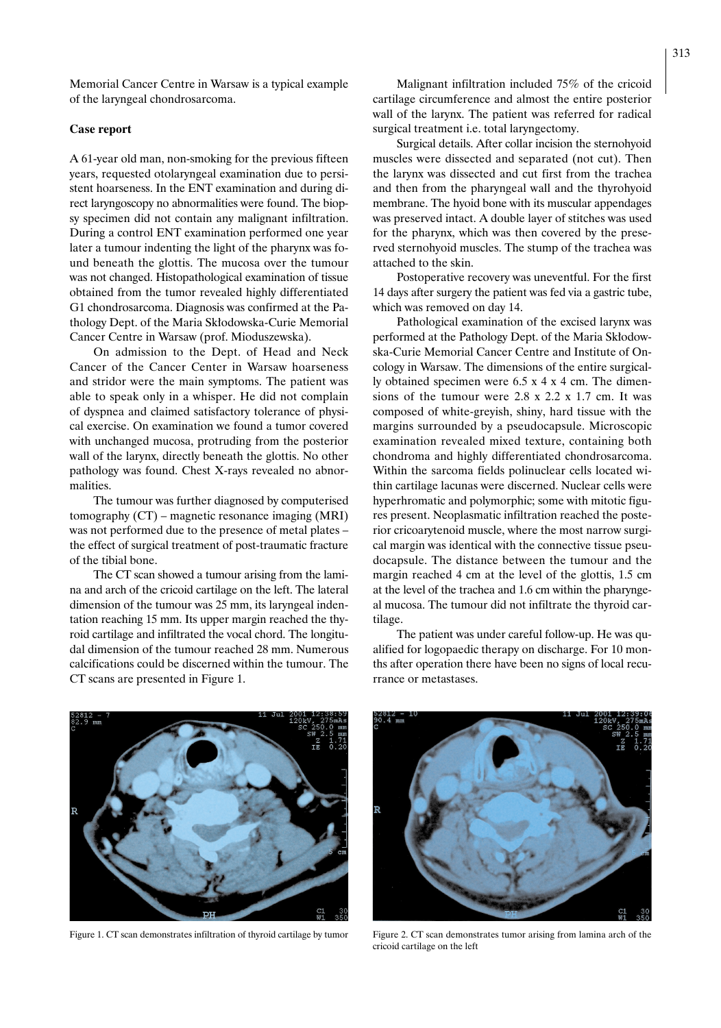Memorial Cancer Centre in Warsaw is a typical example of the laryngeal chondrosarcoma.

### Case report

A 61-year old man, non-smoking for the previous fifteen years, requested otolaryngeal examination due to persistent hoarseness. In the ENT examination and during direct laryngoscopy no abnormalities were found. The biopsy specimen did not contain any malignant infiltration. During a control ENT examination performed one year later a tumour indenting the light of the pharynx was found beneath the glottis. The mucosa over the tumour was not changed. Histopathological examination of tissue obtained from the tumor revealed highly differentiated G1 chondrosarcoma. Diagnosis was confirmed at the Pathology Dept. of the Maria Skłodowska-Curie Memorial Cancer Centre in Warsaw (prof. Mioduszewska).

On admission to the Dept. of Head and Neck Cancer of the Cancer Center in Warsaw hoarseness and stridor were the main symptoms. The patient was able to speak only in a whisper. He did not complain of dyspnea and claimed satisfactory tolerance of physical exercise. On examination we found a tumor covered with unchanged mucosa, protruding from the posterior wall of the larynx, directly beneath the glottis. No other pathology was found. Chest X-rays revealed no abnormalities.

The tumour was further diagnosed by computerised tomography (CT) – magnetic resonance imaging (MRI) was not performed due to the presence of metal plates – the effect of surgical treatment of post-traumatic fracture of the tibial bone.

The CT scan showed a tumour arising from the lamina and arch of the cricoid cartilage on the left. The lateral dimension of the tumour was 25 mm, its laryngeal indentation reaching 15 mm. Its upper margin reached the thyroid cartilage and infiltrated the vocal chord. The longitudal dimension of the tumour reached 28 mm. Numerous calcifications could be discerned within the tumour. The CT scans are presented in Figure 1.

Malignant infiltration included 75% of the cricoid cartilage circumference and almost the entire posterior wall of the larynx. The patient was referred for radical surgical treatment i.e. total laryngectomy.

Surgical details. After collar incision the sternohyoid muscles were dissected and separated (not cut). Then the larynx was dissected and cut first from the trachea and then from the pharyngeal wall and the thyrohyoid membrane. The hyoid bone with its muscular appendages was preserved intact. A double layer of stitches was used for the pharynx, which was then covered by the preserved sternohyoid muscles. The stump of the trachea was attached to the skin.

Postoperative recovery was uneventful. For the first 14 days after surgery the patient was fed via a gastric tube, which was removed on day 14.

Pathological examination of the excised larynx was performed at the Pathology Dept. of the Maria Skłodowska-Curie Memorial Cancer Centre and Institute of Oncology in Warsaw. The dimensions of the entire surgically obtained specimen were 6.5 x 4 x 4 cm. The dimensions of the tumour were 2.8 x 2.2 x 1.7 cm. It was composed of white-greyish, shiny, hard tissue with the margins surrounded by a pseudocapsule. Microscopic examination revealed mixed texture, containing both chondroma and highly differentiated chondrosarcoma. Within the sarcoma fields polinuclear cells located within cartilage lacunas were discerned. Nuclear cells were hyperhromatic and polymorphic; some with mitotic figures present. Neoplasmatic infiltration reached the posterior cricoarytenoid muscle, where the most narrow surgical margin was identical with the connective tissue pseudocapsule. The distance between the tumour and the margin reached 4 cm at the level of the glottis, 1.5 cm at the level of the trachea and 1.6 cm within the pharyngeal mucosa. The tumour did not infiltrate the thyroid cartilage.

The patient was under careful follow-up. He was qualified for logopaedic therapy on discharge. For 10 months after operation there have been no signs of local recurrance or metastases.

Figure 1. CT scan demonstrates infiltration of thyroid cartilage by tumor

Figure 2. CT scan demonstrates tumor arising from lamina arch of the cricoid cartilage on the left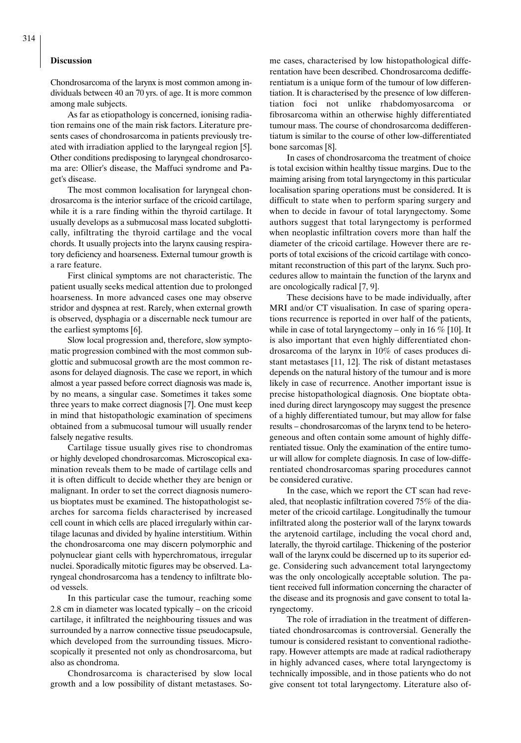## Discussion

Chondrosarcoma of the larynx is most common among individuals between 40 an 70 yrs. of age. It is more common among male subjects.

As far as etiopathology is concerned, ionising radiation remains one of the main risk factors. Literature presents cases of chondrosarcoma in patients previously treated with irradiation applied to the laryngeal region [5]. Other conditions predisposing to laryngeal chondrosarcoma are: Ollier's disease, the Maffuci syndrome and Paget's disease.

The most common localisation for laryngeal chondrosarcoma is the interior surface of the cricoid cartilage, while it is a rare finding within the thyroid cartilage. It usually develops as a submucosal mass located subglottically, infiltrating the thyroid cartilage and the vocal chords. It usually projects into the larynx causing respiratory deficiency and hoarseness. External tumour growth is a rare feature.

First clinical symptoms are not characteristic. The patient usually seeks medical attention due to prolonged hoarseness. In more advanced cases one may observe stridor and dyspnea at rest. Rarely, when external growth is observed, dysphagia or a discernable neck tumour are the earliest symptoms [6].

Slow local progression and, therefore, slow symptomatic progression combined with the most common subglottic and submucosal growth are the most common reasons for delayed diagnosis. The case we report, in which almost a year passed before correct diagnosis was made is, by no means, a singular case. Sometimes it takes some three years to make correct diagnosis [7]. One must keep in mind that histopathologic examination of specimens obtained from a submucosal tumour will usually render falsely negative results.

Cartilage tissue usually gives rise to chondromas or highly developed chondrosarcomas. Microscopical examination reveals them to be made of cartilage cells and it is often difficult to decide whether they are benign or malignant. In order to set the correct diagnosis numerous bioptates must be examined. The histopathologist searches for sarcoma fields characterised by increased cell count in which cells are placed irregularly within cartilage lacunas and divided by hyaline interstitium. Within the chondrosarcoma one may discern polymorphic and polynuclear giant cells with hyperchromatous, irregular nuclei. Sporadically mitotic figures may be observed. Laryngeal chondrosarcoma has a tendency to infiltrate blood vessels.

In this particular case the tumour, reaching some 2.8 cm in diameter was located typically – on the cricoid cartilage, it infiltrated the neighbouring tissues and was surrounded by a narrow connective tissue pseudocapsule, which developed from the surrounding tissues. Microscopically it presented not only as chondrosarcoma, but also as chondroma.

Chondrosarcoma is characterised by slow local growth and a low possibility of distant metastases. Some cases, characterised by low histopathological differentation have been described. Chondrosarcoma dedifferentiatum is a unique form of the tumour of low differentiation. It is characterised by the presence of low differentiation foci not unlike rhabdomyosarcoma or fibrosarcoma within an otherwise highly differentiated tumour mass. The course of chondrosarcoma dedifferentiatum is similar to the course of other low-differentiated bone sarcomas [8].

In cases of chondrosarcoma the treatment of choice is total excision within healthy tissue margins. Due to the maiming arising from total laryngectomy in this particular localisation sparing operations must be considered. It is difficult to state when to perform sparing surgery and when to decide in favour of total laryngectomy. Some authors suggest that total laryngectomy is performed when neoplastic infiltration covers more than half the diameter of the cricoid cartilage. However there are reports of total excisions of the cricoid cartilage with concomitant reconstruction of this part of the larynx. Such procedures allow to maintain the function of the larynx and are oncologically radical [7, 9].

These decisions have to be made individually, after MRI and/or CT visualisation. In case of sparing operations recurrence is reported in over half of the patients, while in case of total laryngectomy – only in 16 % [10]. It is also important that even highly differentiated chondrosarcoma of the larynx in 10% of cases produces distant metastases [11, 12]. The risk of distant metastases depends on the natural history of the tumour and is more likely in case of recurrence. Another important issue is precise histopathological diagnosis. One bioptate obtained during direct laryngoscopy may suggest the presence of a highly differentiated tumour, but may allow for false results – chondrosarcomas of the larynx tend to be heterogeneous and often contain some amount of highly differentiated tissue. Only the examination of the entire tumour will allow for complete diagnosis. In case of low-differentiated chondrosarcomas sparing procedures cannot be considered curative.

In the case, which we report the CT scan had revealed, that neoplastic infiltration covered 75% of the diameter of the cricoid cartilage. Longitudinally the tumour infiltrated along the posterior wall of the larynx towards the arytenoid cartilage, including the vocal chord and, laterally, the thyroid cartilage. Thickening of the posterior wall of the larynx could be discerned up to its superior edge. Considering such advancement total laryngectomy was the only oncologically acceptable solution. The patient received full information concerning the character of the disease and its prognosis and gave consent to total laryngectomy.

The role of irradiation in the treatment of differentiated chondrosarcomas is controversial. Generally the tumour is considered resistant to conventional radiotherapy. However attempts are made at radical radiotherapy in highly advanced cases, where total laryngectomy is technically impossible, and in those patients who do not give consent tot total laryngectomy. Literature also of-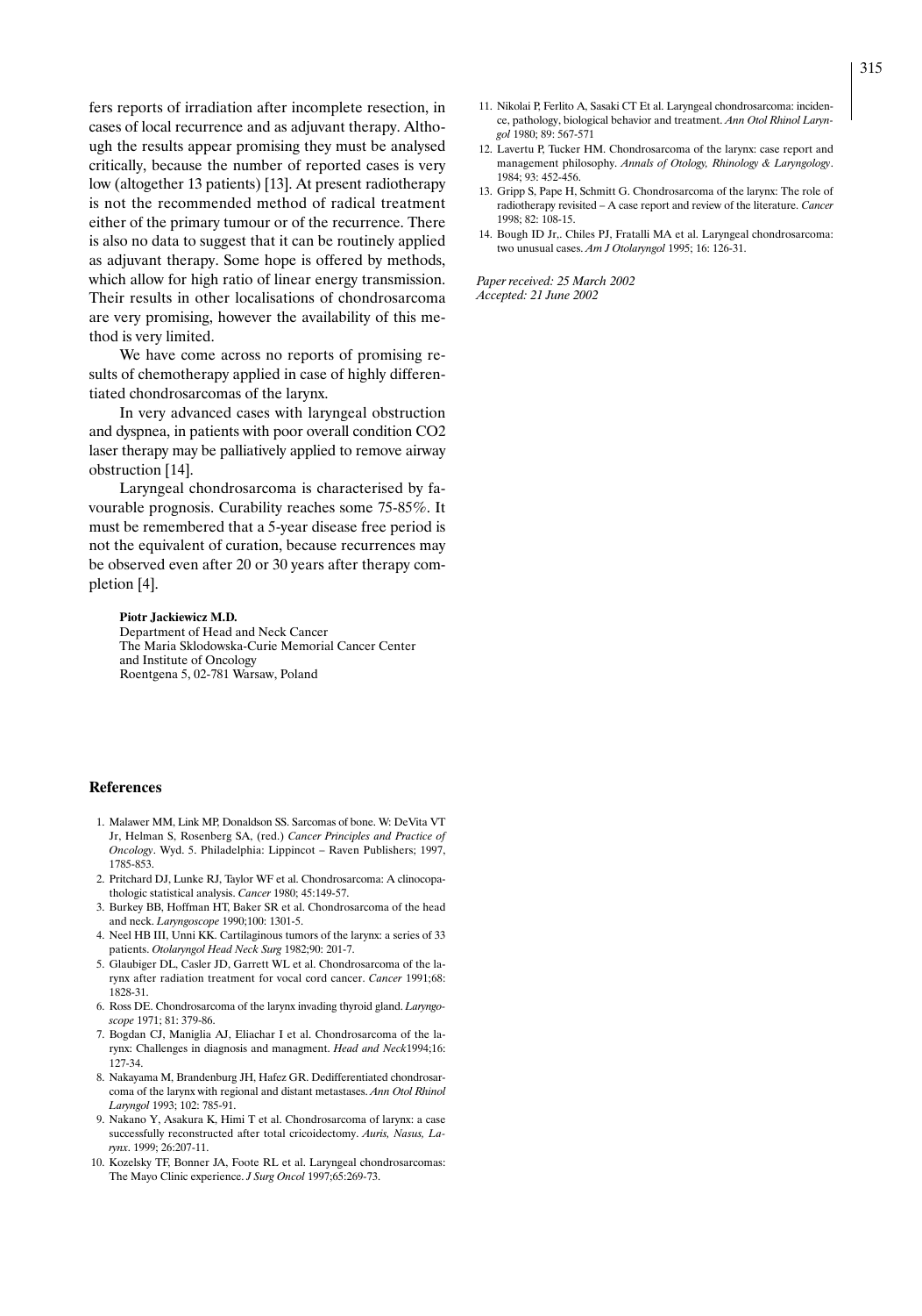fers reports of irradiation after incomplete resection, in cases of local recurrence and as adjuvant therapy. Although the results appear promising they must be analysed critically, because the number of reported cases is very low (altogether 13 patients) [13]. At present radiotherapy is not the recommended method of radical treatment either of the primary tumour or of the recurrence. There is also no data to suggest that it can be routinely applied as adjuvant therapy. Some hope is offered by methods, which allow for high ratio of linear energy transmission. Their results in other localisations of chondrosarcoma are very promising, however the availability of this method is very limited.

We have come across no reports of promising results of chemotherapy applied in case of highly differentiated chondrosarcomas of the larynx.

In very advanced cases with laryngeal obstruction and dyspnea, in patients with poor overall condition CO2 laser therapy may be palliatively applied to remove airway obstruction [14].

Laryngeal chondrosarcoma is characterised by favourable prognosis. Curability reaches some 75-85%. It must be remembered that a 5-year disease free period is not the equivalent of curation, because recurrences may be observed even after 20 or 30 years after therapy completion [4].

**Piotr Jackiewicz M.D.**
Department of Head and Neck Cancer
The Maria Sklodowska-Curie Memorial Cancer Center
and Institute of Oncology
Roentgena 5, 02-781 Warsaw, Poland

## References

1. Malawer MM, Link MP, Donaldson SS. Sarcomas of bone. W: DeVita VT Jr, Helman S, Rosenberg SA, (red.) *Cancer Principles and Practice of Oncology*. Wyd. 5. Philadelphia: Lippincot – Raven Publishers; 1997, 1785-853.
2. Pritchard DJ, Lunke RJ, Taylor WF et al. Chondrosarcoma: A clinicopathologic statistical analysis. *Cancer* 1980; 45:149-57.
3. Burkey BB, Hoffman HT, Baker SR et al. Chondrosarcoma of the head and neck. *Laryngoscope* 1990;100: 1301-5.
4. Neel HB III, Unni KK. Cartilaginous tumors of the larynx: a series of 33 patients. *Otolaryngol Head Neck Surg* 1982;90: 201-7.
5. Glaubiger DL, Casler JD, Garrett WL et al. Chondrosarcoma of the larynx after radiation treatment for vocal cord cancer. *Cancer* 1991;68: 1828-31.
6. Ross DE. Chondrosarcoma of the larynx invading thyroid gland. *Laryngoscope* 1971; 81: 379-86.
7. Bogdan CJ, Maniglia AJ, Eliachar I et al. Chondrosarcoma of the larynx: Challenges in diagnosis and managment. *Head and Neck*1994;16: 127-34.
8. Nakayama M, Brandenburg JH, Hafez GR. Dedifferentiated chondrosarcoma of the larynx with regional and distant metastases. *Ann Otol Rhinol Laryngol* 1993; 102: 785-91.
9. Nakano Y, Asakura K, Himi T et al. Chondrosarcoma of larynx: a case successfully reconstructed after total cricoidectomy. *Auris, Nasus, Larynx*. 1999; 26:207-11.
10. Kozelsky TF, Bonner JA, Foote RL et al. Laryngeal chondrosarcomas: The Mayo Clinic experience. *J Surg Oncol* 1997;65:269-73.
11. Nikolai P, Ferlito A, Sasaki CT Et al. Laryngeal chondrosarcoma: incidence, pathology, biological behavior and treatment. *Ann Otol Rhinol Laryngol* 1980; 89: 567-571
12. Lavertu P, Tucker HM. Chondrosarcoma of the larynx: case report and management philosophy. *Annals of Otology, Rhinology & Laryngology*. 1984; 93: 452-456.
13. Gripp S, Pape H, Schmitt G. Chondrosarcoma of the larynx: The role of radiotherapy revisited – A case report and review of the literature. *Cancer* 1998; 82: 108-15.
14. Bough ID Jr,. Chiles PJ, Fratalli MA et al. Laryngeal chondrosarcoma: two unusual cases. *Am J Otolaryngol* 1995; 16: 126-31.

*Paper received: 25 March 2002*
*Accepted: 21 June 2002*